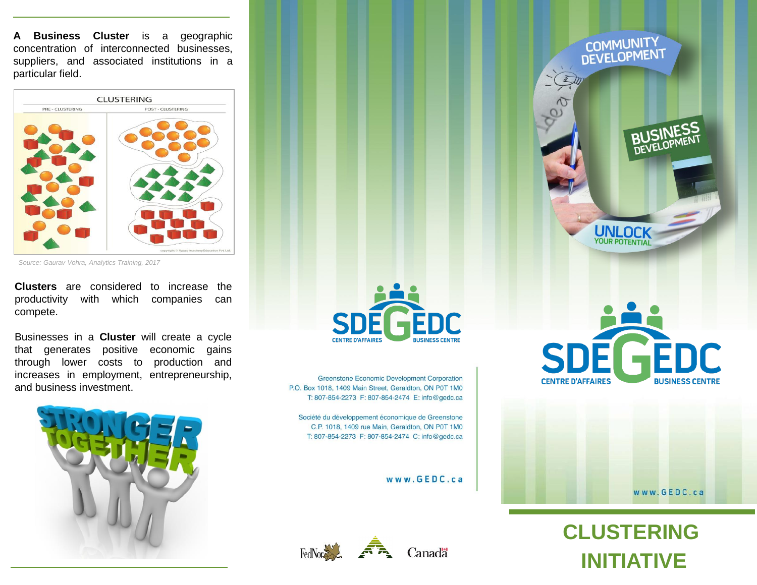**A Business Cluster** is a geographic concentration of interconnected businesses, suppliers, and associated institutions in a particular field.

*Source: Gaurav Vohra, Analytics Training, 2017*

**Clusters** are considered to increase the productivity with which companies can compete.

Businesses in a **Cluster** will create a cycle that generates positive economic gains through lower costs to production and increases in employment, entrepreneurship, and business investment.

SDE GEDC
CENTRE D'AFFAIRES BUSINESS CENTRE

Greenstone Economic Development Corporation
P.O. Box 1018, 1409 Main Street, Geraldton, ON P0T 1M0
T: 807-854-2273 F: 807-854-2474 E: info@gedc.ca

Société du développement économique de Greenstone
C.P. 1018, 1409 rue Main, Geraldton, ON P0T 1M0
T: 807-854-2273 F: 807-854-2474 C: info@gedc.ca

www.GEDC.ca

COMMUNITY DEVELOPMENT

BUSINESS DEVELOPMENT

UNLOCK YOUR POTENTIAL

SDE GEDC
CENTRE D'AFFAIRES BUSINESS CENTRE

www.GEDC.ca

# CLUSTERING INITIATIVE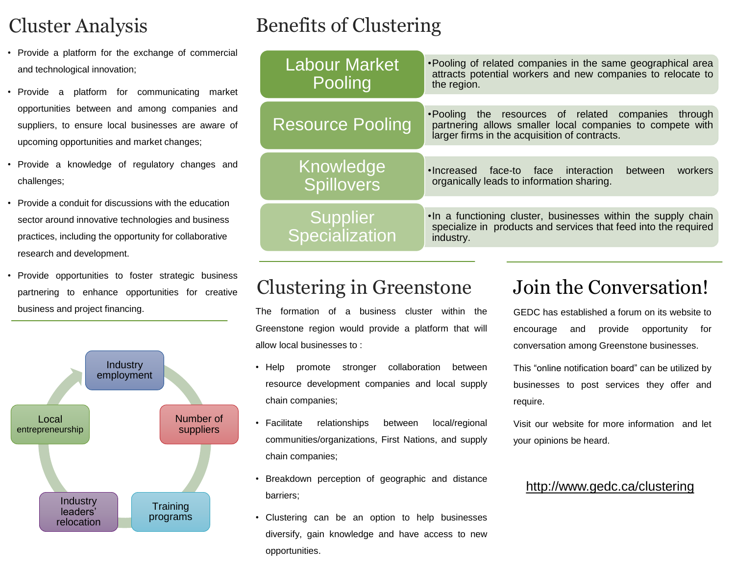# Cluster Analysis

- Provide a platform for the exchange of commercial and technological innovation;
- Provide a platform for communicating market opportunities between and among companies and suppliers, to ensure local businesses are aware of upcoming opportunities and market changes;
- Provide a knowledge of regulatory changes and challenges;
- Provide a conduit for discussions with the education sector around innovative technologies and business practices, including the opportunity for collaborative research and development.
- Provide opportunities to foster strategic business partnering to enhance opportunities for creative business and project financing.

Industry employment

Number of suppliers

Training programs

Industry leaders' relocation

Local entrepreneurship

# Benefits of Clustering

| | |
|---|---|
| Labour Market Pooling | •Pooling of related companies in the same geographical area attracts potential workers and new companies to relocate to the region. |
| Resource Pooling | •Pooling the resources of related companies through partnering allows smaller local companies to compete with larger firms in the acquisition of contracts. |
| Knowledge Spillovers | •Increased face-to face interaction between workers organically leads to information sharing. |
| Supplier Specialization | •In a functioning cluster, businesses within the supply chain specialize in products and services that feed into the required industry. |

# Clustering in Greenstone

The formation of a business cluster within the Greenstone region would provide a platform that will allow local businesses to :

- Help promote stronger collaboration between resource development companies and local supply chain companies;
- Facilitate relationships between local/regional communities/organizations, First Nations, and supply chain companies;
- Breakdown perception of geographic and distance barriers;
- Clustering can be an option to help businesses diversify, gain knowledge and have access to new opportunities.

# Join the Conversation!

GEDC has established a forum on its website to encourage and provide opportunity for conversation among Greenstone businesses.

This "online notification board" can be utilized by businesses to post services they offer and require.

Visit our website for more information and let your opinions be heard.

http://www.gedc.ca/clustering